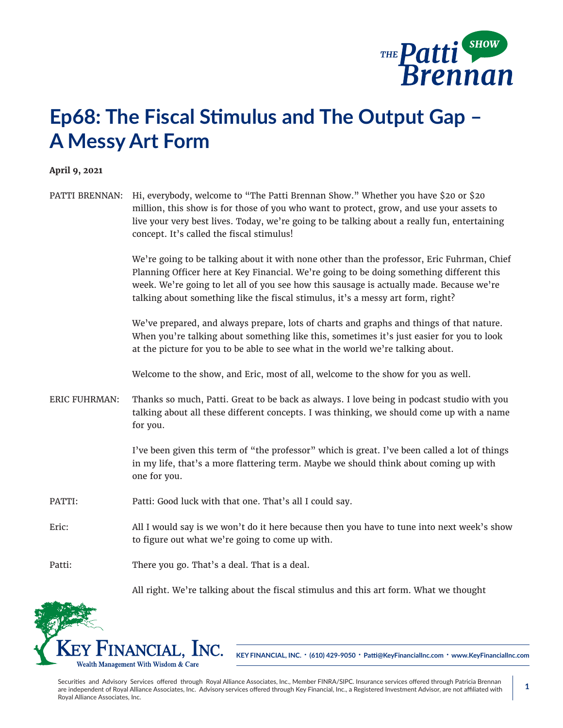# Ep68: The Fiscal Stimulus and The Output Gap – A Messy Art Form

**April 9, 2021**

PATTI BRENNAN: Hi, everybody, welcome to "The Patti Brennan Show." Whether you have $20 or $20 million, this show is for those of you who want to protect, grow, and use your assets to live your very best lives. Today, we're going to be talking about a really fun, entertaining concept. It's called the fiscal stimulus!

We're going to be talking about it with none other than the professor, Eric Fuhrman, Chief Planning Officer here at Key Financial. We're going to be doing something different this week. We're going to let all of you see how this sausage is actually made. Because we're talking about something like the fiscal stimulus, it's a messy art form, right?

We've prepared, and always prepare, lots of charts and graphs and things of that nature. When you're talking about something like this, sometimes it's just easier for you to look at the picture for you to be able to see what in the world we're talking about.

Welcome to the show, and Eric, most of all, welcome to the show for you as well.

ERIC FUHRMAN: Thanks so much, Patti. Great to be back as always. I love being in podcast studio with you talking about all these different concepts. I was thinking, we should come up with a name for you.

I've been given this term of "the professor" which is great. I've been called a lot of things in my life, that's a more flattering term. Maybe we should think about coming up with one for you.

PATTI: Patti: Good luck with that one. That's all I could say.

Eric: All I would say is we won't do it here because then you have to tune into next week's show to figure out what we're going to come up with.

Patti: There you go. That's a deal. That is a deal.

All right. We're talking about the fiscal stimulus and this art form. What we thought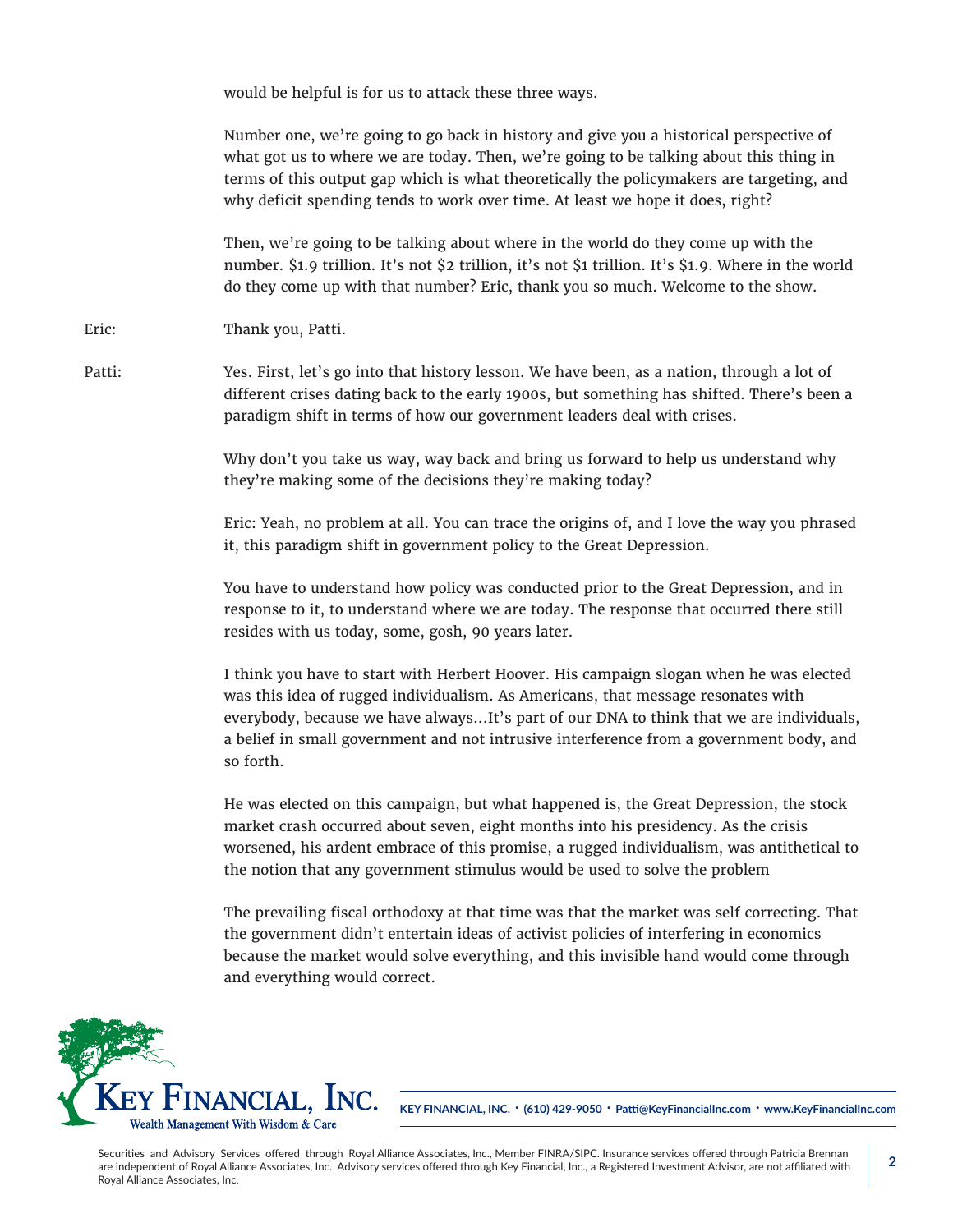would be helpful is for us to attack these three ways.

Number one, we're going to go back in history and give you a historical perspective of what got us to where we are today. Then, we're going to be talking about this thing in terms of this output gap which is what theoretically the policymakers are targeting, and why deficit spending tends to work over time. At least we hope it does, right?

Then, we're going to be talking about where in the world do they come up with the number. $1.9 trillion. It's not $2 trillion, it's not $1 trillion. It's $1.9. Where in the world do they come up with that number? Eric, thank you so much. Welcome to the show.

Eric: Thank you, Patti.

Patti: Yes. First, let's go into that history lesson. We have been, as a nation, through a lot of different crises dating back to the early 1900s, but something has shifted. There's been a paradigm shift in terms of how our government leaders deal with crises.

Why don't you take us way, way back and bring us forward to help us understand why they're making some of the decisions they're making today?

Eric: Yeah, no problem at all. You can trace the origins of, and I love the way you phrased it, this paradigm shift in government policy to the Great Depression.

You have to understand how policy was conducted prior to the Great Depression, and in response to it, to understand where we are today. The response that occurred there still resides with us today, some, gosh, 90 years later.

I think you have to start with Herbert Hoover. His campaign slogan when he was elected was this idea of rugged individualism. As Americans, that message resonates with everybody, because we have always…It's part of our DNA to think that we are individuals, a belief in small government and not intrusive interference from a government body, and so forth.

He was elected on this campaign, but what happened is, the Great Depression, the stock market crash occurred about seven, eight months into his presidency. As the crisis worsened, his ardent embrace of this promise, a rugged individualism, was antithetical to the notion that any government stimulus would be used to solve the problem

The prevailing fiscal orthodoxy at that time was that the market was self correcting. That the government didn't entertain ideas of activist policies of interfering in economics because the market would solve everything, and this invisible hand would come through and everything would correct.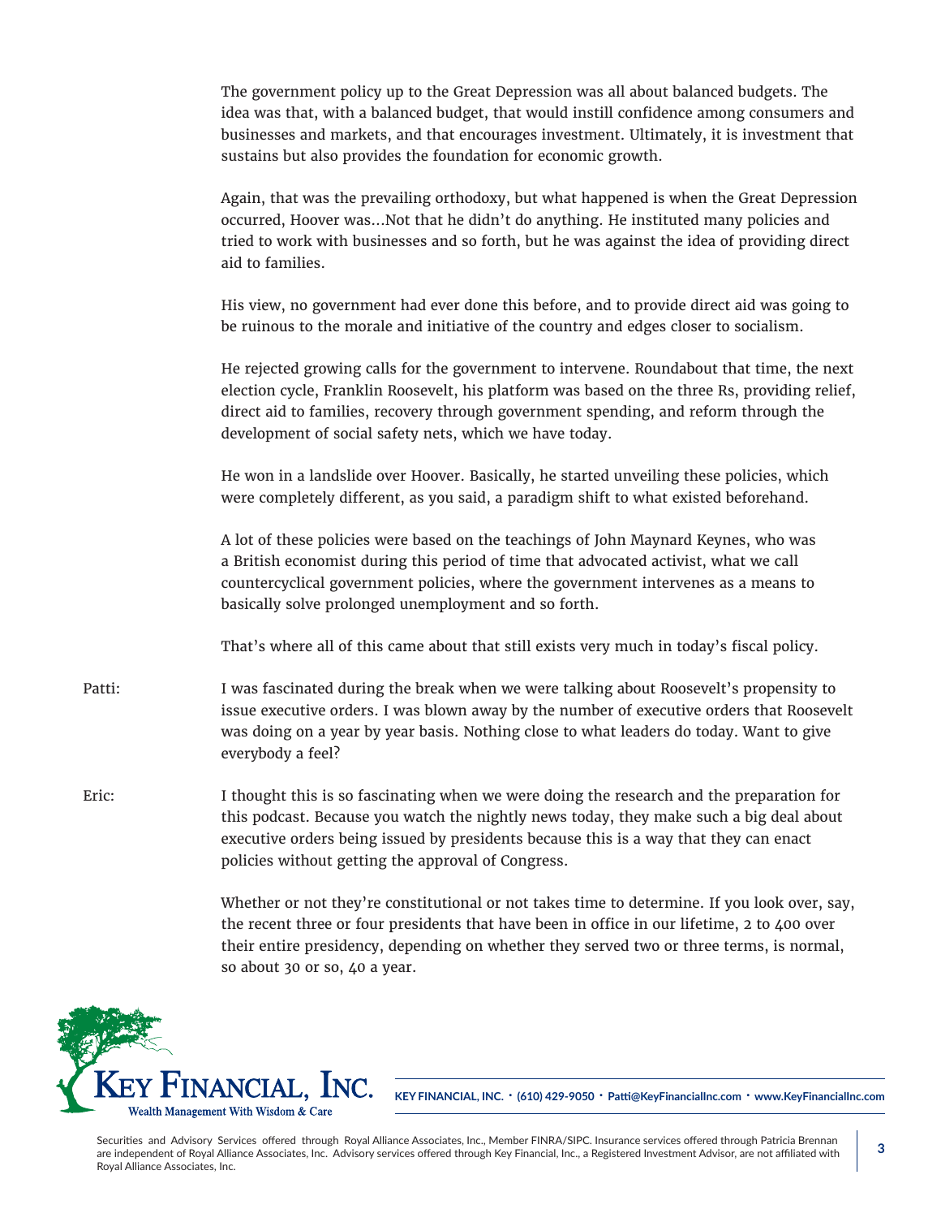The government policy up to the Great Depression was all about balanced budgets. The idea was that, with a balanced budget, that would instill confidence among consumers and businesses and markets, and that encourages investment. Ultimately, it is investment that sustains but also provides the foundation for economic growth.

Again, that was the prevailing orthodoxy, but what happened is when the Great Depression occurred, Hoover was…Not that he didn't do anything. He instituted many policies and tried to work with businesses and so forth, but he was against the idea of providing direct aid to families.

His view, no government had ever done this before, and to provide direct aid was going to be ruinous to the morale and initiative of the country and edges closer to socialism.

He rejected growing calls for the government to intervene. Roundabout that time, the next election cycle, Franklin Roosevelt, his platform was based on the three Rs, providing relief, direct aid to families, recovery through government spending, and reform through the development of social safety nets, which we have today.

He won in a landslide over Hoover. Basically, he started unveiling these policies, which were completely different, as you said, a paradigm shift to what existed beforehand.

A lot of these policies were based on the teachings of John Maynard Keynes, who was a British economist during this period of time that advocated activist, what we call countercyclical government policies, where the government intervenes as a means to basically solve prolonged unemployment and so forth.

That's where all of this came about that still exists very much in today's fiscal policy.

**Patti:** I was fascinated during the break when we were talking about Roosevelt's propensity to issue executive orders. I was blown away by the number of executive orders that Roosevelt was doing on a year by year basis. Nothing close to what leaders do today. Want to give everybody a feel?

**Eric:** I thought this is so fascinating when we were doing the research and the preparation for this podcast. Because you watch the nightly news today, they make such a big deal about executive orders being issued by presidents because this is a way that they can enact policies without getting the approval of Congress.

Whether or not they're constitutional or not takes time to determine. If you look over, say, the recent three or four presidents that have been in office in our lifetime, 2 to 400 over their entire presidency, depending on whether they served two or three terms, is normal, so about 30 or so, 40 a year.

KEY FINANCIAL, INC. • (610) 429-9050 • Patti@KeyFinancialInc.com • www.KeyFinancialInc.com

Securities and Advisory Services offered through Royal Alliance Associates, Inc., Member FINRA/SIPC. Insurance services offered through Patricia Brennan are independent of Royal Alliance Associates, Inc. Advisory services offered through Key Financial, Inc., a Registered Investment Advisor, are not affiliated with Royal Alliance Associates, Inc.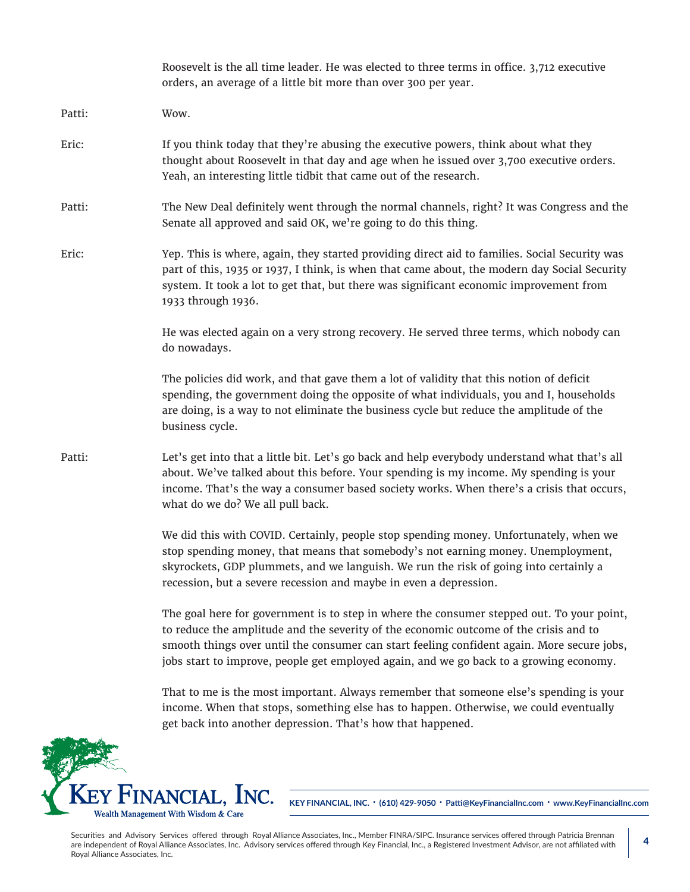Roosevelt is the all time leader. He was elected to three terms in office. 3,712 executive orders, an average of a little bit more than over 300 per year.

Patti: Wow.

Eric: If you think today that they're abusing the executive powers, think about what they thought about Roosevelt in that day and age when he issued over 3,700 executive orders. Yeah, an interesting little tidbit that came out of the research.

Patti: The New Deal definitely went through the normal channels, right? It was Congress and the Senate all approved and said OK, we're going to do this thing.

Eric: Yep. This is where, again, they started providing direct aid to families. Social Security was part of this, 1935 or 1937, I think, is when that came about, the modern day Social Security system. It took a lot to get that, but there was significant economic improvement from 1933 through 1936.

He was elected again on a very strong recovery. He served three terms, which nobody can do nowadays.

The policies did work, and that gave them a lot of validity that this notion of deficit spending, the government doing the opposite of what individuals, you and I, households are doing, is a way to not eliminate the business cycle but reduce the amplitude of the business cycle.

Patti: Let's get into that a little bit. Let's go back and help everybody understand what that's all about. We've talked about this before. Your spending is my income. My spending is your income. That's the way a consumer based society works. When there's a crisis that occurs, what do we do? We all pull back.

We did this with COVID. Certainly, people stop spending money. Unfortunately, when we stop spending money, that means that somebody's not earning money. Unemployment, skyrockets, GDP plummets, and we languish. We run the risk of going into certainly a recession, but a severe recession and maybe in even a depression.

The goal here for government is to step in where the consumer stepped out. To your point, to reduce the amplitude and the severity of the economic outcome of the crisis and to smooth things over until the consumer can start feeling confident again. More secure jobs, jobs start to improve, people get employed again, and we go back to a growing economy.

That to me is the most important. Always remember that someone else's spending is your income. When that stops, something else has to happen. Otherwise, we could eventually get back into another depression. That's how that happened.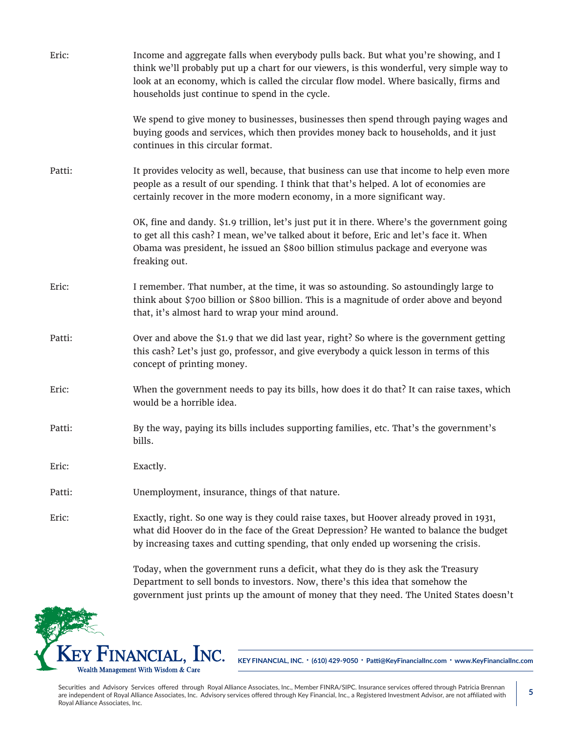Eric: Income and aggregate falls when everybody pulls back. But what you're showing, and I think we'll probably put up a chart for our viewers, is this wonderful, very simple way to look at an economy, which is called the circular flow model. Where basically, firms and households just continue to spend in the cycle.

We spend to give money to businesses, businesses then spend through paying wages and buying goods and services, which then provides money back to households, and it just continues in this circular format.

Patti: It provides velocity as well, because, that business can use that income to help even more people as a result of our spending. I think that that's helped. A lot of economies are certainly recover in the more modern economy, in a more significant way.

OK, fine and dandy. $1.9 trillion, let's just put it in there. Where's the government going to get all this cash? I mean, we've talked about it before, Eric and let's face it. When Obama was president, he issued an $800 billion stimulus package and everyone was freaking out.

Eric: I remember. That number, at the time, it was so astounding. So astoundingly large to think about $700 billion or $800 billion. This is a magnitude of order above and beyond that, it's almost hard to wrap your mind around.

Patti: Over and above the $1.9 that we did last year, right? So where is the government getting this cash? Let's just go, professor, and give everybody a quick lesson in terms of this concept of printing money.

Eric: When the government needs to pay its bills, how does it do that? It can raise taxes, which would be a horrible idea.

Patti: By the way, paying its bills includes supporting families, etc. That's the government's bills.

Eric: Exactly.

Patti: Unemployment, insurance, things of that nature.

Eric: Exactly, right. So one way is they could raise taxes, but Hoover already proved in 1931, what did Hoover do in the face of the Great Depression? He wanted to balance the budget by increasing taxes and cutting spending, that only ended up worsening the crisis.

Today, when the government runs a deficit, what they do is they ask the Treasury Department to sell bonds to investors. Now, there's this idea that somehow the government just prints up the amount of money that they need. The United States doesn't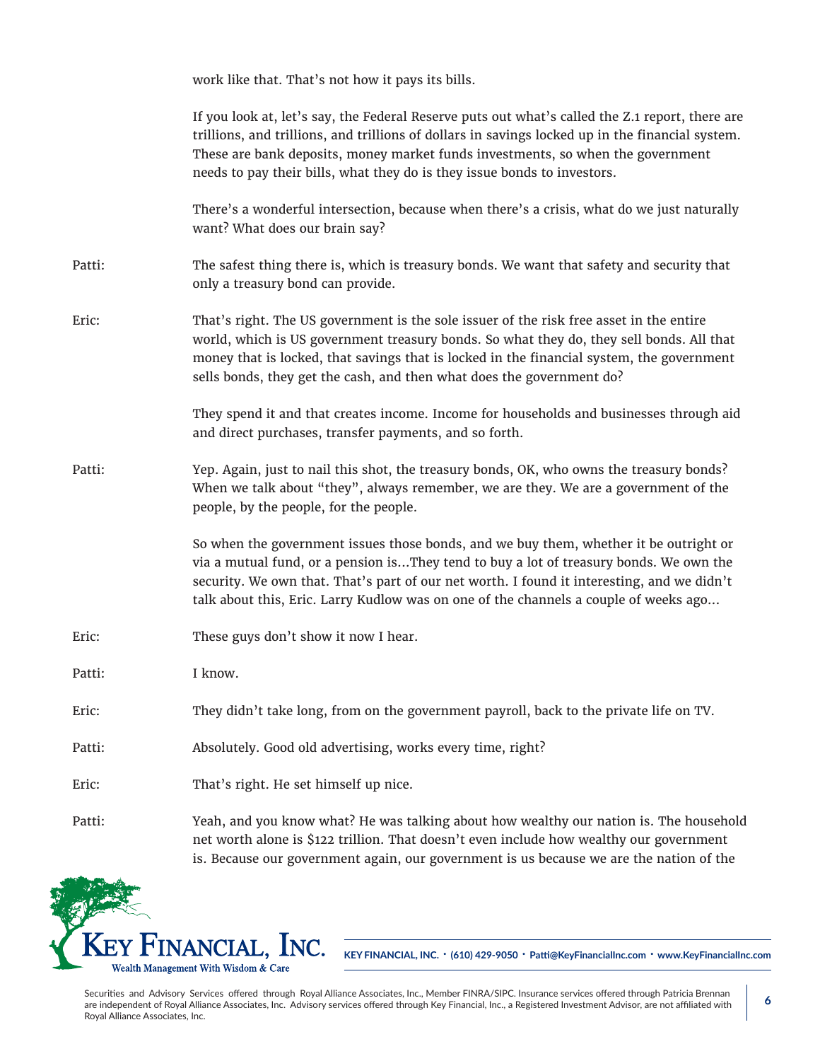work like that. That's not how it pays its bills.

If you look at, let's say, the Federal Reserve puts out what's called the Z.1 report, there are trillions, and trillions, and trillions of dollars in savings locked up in the financial system. These are bank deposits, money market funds investments, so when the government needs to pay their bills, what they do is they issue bonds to investors.

There's a wonderful intersection, because when there's a crisis, what do we just naturally want? What does our brain say?

Patti: The safest thing there is, which is treasury bonds. We want that safety and security that only a treasury bond can provide.

Eric: That's right. The US government is the sole issuer of the risk free asset in the entire world, which is US government treasury bonds. So what they do, they sell bonds. All that money that is locked, that savings that is locked in the financial system, the government sells bonds, they get the cash, and then what does the government do?

They spend it and that creates income. Income for households and businesses through aid and direct purchases, transfer payments, and so forth.

Patti: Yep. Again, just to nail this shot, the treasury bonds, OK, who owns the treasury bonds? When we talk about "they", always remember, we are they. We are a government of the people, by the people, for the people.

So when the government issues those bonds, and we buy them, whether it be outright or via a mutual fund, or a pension is...They tend to buy a lot of treasury bonds. We own the security. We own that. That's part of our net worth. I found it interesting, and we didn't talk about this, Eric. Larry Kudlow was on one of the channels a couple of weeks ago...

Eric: These guys don't show it now I hear.

Patti: I know.

Eric: They didn't take long, from on the government payroll, back to the private life on TV.

Patti: Absolutely. Good old advertising, works every time, right?

Eric: That's right. He set himself up nice.

Patti: Yeah, and you know what? He was talking about how wealthy our nation is. The household net worth alone is $122 trillion. That doesn't even include how wealthy our government is. Because our government again, our government is us because we are the nation of the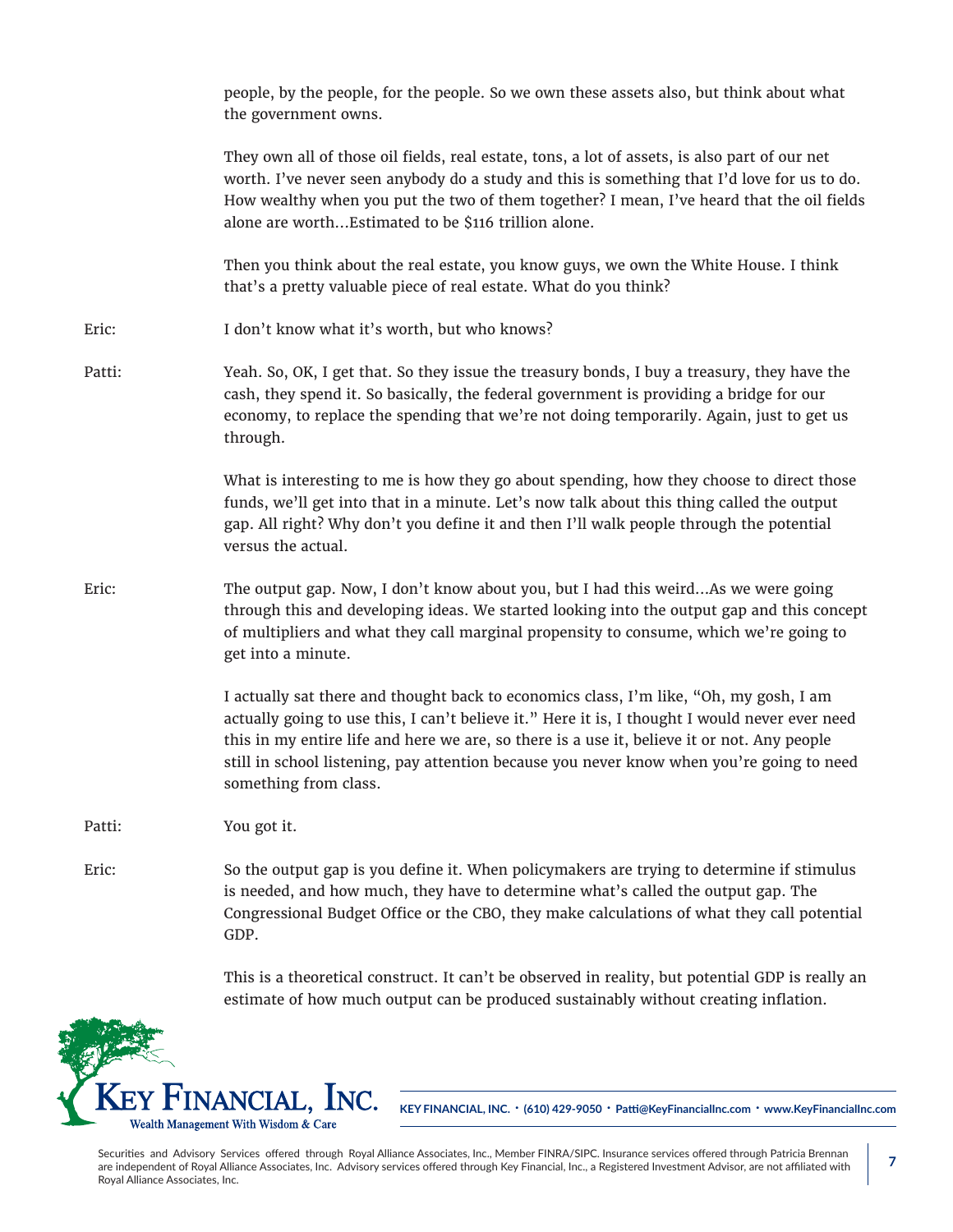people, by the people, for the people. So we own these assets also, but think about what the government owns.

They own all of those oil fields, real estate, tons, a lot of assets, is also part of our net worth. I've never seen anybody do a study and this is something that I'd love for us to do. How wealthy when you put the two of them together? I mean, I've heard that the oil fields alone are worth…Estimated to be $116 trillion alone.

Then you think about the real estate, you know guys, we own the White House. I think that's a pretty valuable piece of real estate. What do you think?

**Eric:** I don't know what it's worth, but who knows?

**Patti:** Yeah. So, OK, I get that. So they issue the treasury bonds, I buy a treasury, they have the cash, they spend it. So basically, the federal government is providing a bridge for our economy, to replace the spending that we're not doing temporarily. Again, just to get us through.

What is interesting to me is how they go about spending, how they choose to direct those funds, we'll get into that in a minute. Let's now talk about this thing called the output gap. All right? Why don't you define it and then I'll walk people through the potential versus the actual.

**Eric:** The output gap. Now, I don't know about you, but I had this weird…As we were going through this and developing ideas. We started looking into the output gap and this concept of multipliers and what they call marginal propensity to consume, which we're going to get into a minute.

I actually sat there and thought back to economics class, I'm like, "Oh, my gosh, I am actually going to use this, I can't believe it." Here it is, I thought I would never ever need this in my entire life and here we are, so there is a use it, believe it or not. Any people still in school listening, pay attention because you never know when you're going to need something from class.

**Patti:** You got it.

**Eric:** So the output gap is you define it. When policymakers are trying to determine if stimulus is needed, and how much, they have to determine what's called the output gap. The Congressional Budget Office or the CBO, they make calculations of what they call potential GDP.

This is a theoretical construct. It can't be observed in reality, but potential GDP is really an estimate of how much output can be produced sustainably without creating inflation.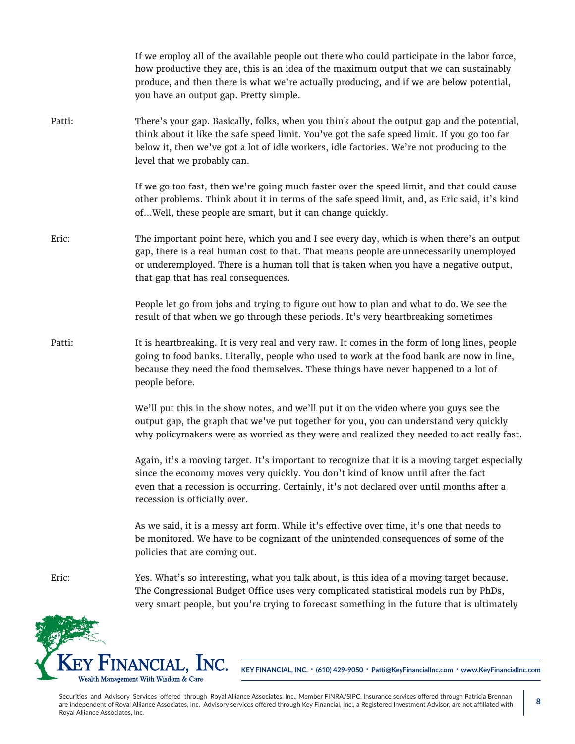If we employ all of the available people out there who could participate in the labor force, how productive they are, this is an idea of the maximum output that we can sustainably produce, and then there is what we're actually producing, and if we are below potential, you have an output gap. Pretty simple.

Patti: There's your gap. Basically, folks, when you think about the output gap and the potential, think about it like the safe speed limit. You've got the safe speed limit. If you go too far below it, then we've got a lot of idle workers, idle factories. We're not producing to the level that we probably can.

If we go too fast, then we're going much faster over the speed limit, and that could cause other problems. Think about it in terms of the safe speed limit, and, as Eric said, it's kind of…Well, these people are smart, but it can change quickly.

Eric: The important point here, which you and I see every day, which is when there's an output gap, there is a real human cost to that. That means people are unnecessarily unemployed or underemployed. There is a human toll that is taken when you have a negative output, that gap that has real consequences.

People let go from jobs and trying to figure out how to plan and what to do. We see the result of that when we go through these periods. It's very heartbreaking sometimes

Patti: It is heartbreaking. It is very real and very raw. It comes in the form of long lines, people going to food banks. Literally, people who used to work at the food bank are now in line, because they need the food themselves. These things have never happened to a lot of people before.

We'll put this in the show notes, and we'll put it on the video where you guys see the output gap, the graph that we've put together for you, you can understand very quickly why policymakers were as worried as they were and realized they needed to act really fast.

Again, it's a moving target. It's important to recognize that it is a moving target especially since the economy moves very quickly. You don't kind of know until after the fact even that a recession is occurring. Certainly, it's not declared over until months after a recession is officially over.

As we said, it is a messy art form. While it's effective over time, it's one that needs to be monitored. We have to be cognizant of the unintended consequences of some of the policies that are coming out.

Eric: Yes. What's so interesting, what you talk about, is this idea of a moving target because. The Congressional Budget Office uses very complicated statistical models run by PhDs, very smart people, but you're trying to forecast something in the future that is ultimately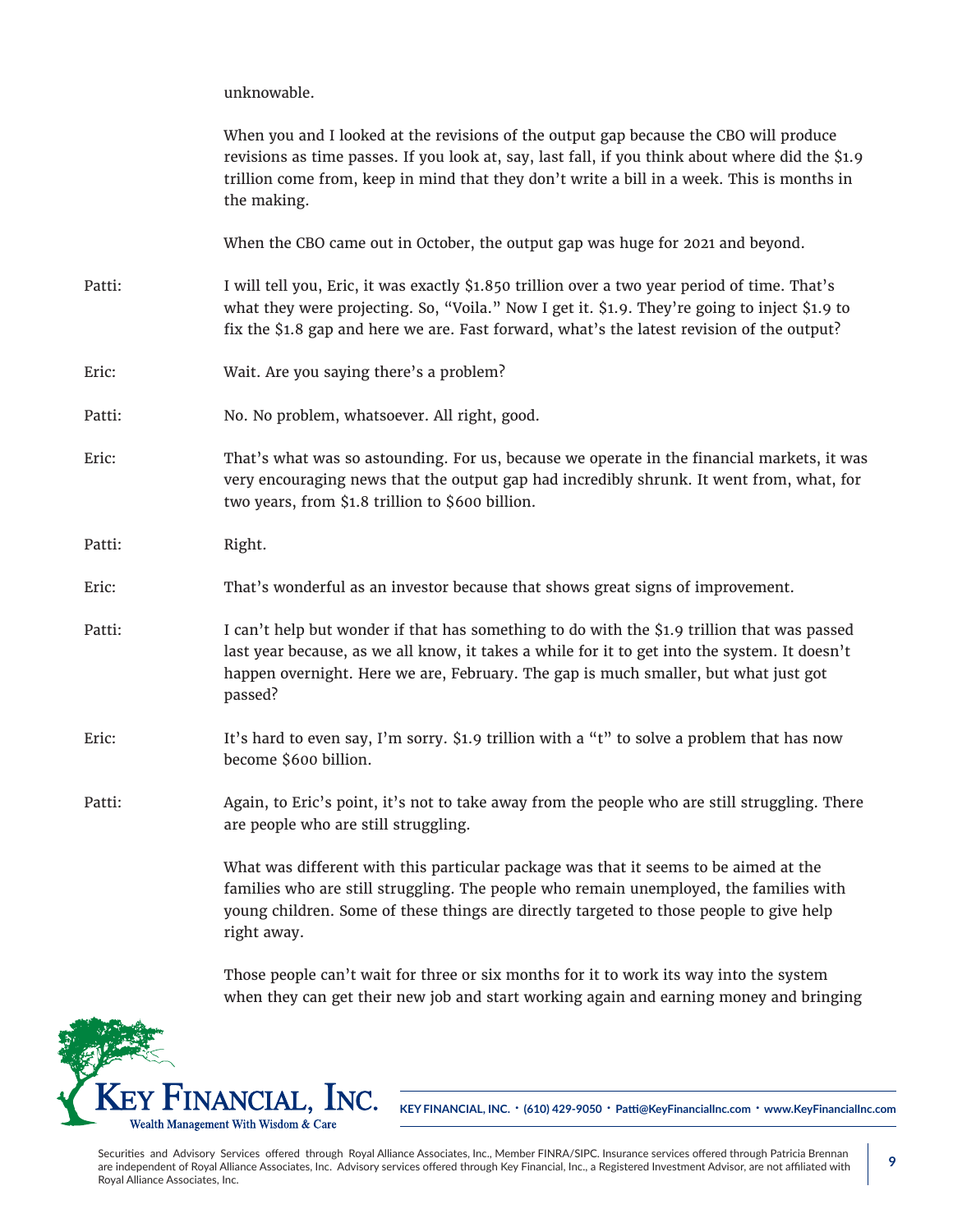unknowable.

When you and I looked at the revisions of the output gap because the CBO will produce revisions as time passes. If you look at, say, last fall, if you think about where did the $1.9 trillion come from, keep in mind that they don't write a bill in a week. This is months in the making.

When the CBO came out in October, the output gap was huge for 2021 and beyond.

Patti: I will tell you, Eric, it was exactly $1.850 trillion over a two year period of time. That's what they were projecting. So, "Voila." Now I get it. $1.9. They're going to inject $1.9 to fix the $1.8 gap and here we are. Fast forward, what's the latest revision of the output?

Eric: Wait. Are you saying there's a problem?

Patti: No. No problem, whatsoever. All right, good.

Eric: That's what was so astounding. For us, because we operate in the financial markets, it was very encouraging news that the output gap had incredibly shrunk. It went from, what, for two years, from $1.8 trillion to $600 billion.

Patti: Right.

Eric: That's wonderful as an investor because that shows great signs of improvement.

Patti: I can't help but wonder if that has something to do with the $1.9 trillion that was passed last year because, as we all know, it takes a while for it to get into the system. It doesn't happen overnight. Here we are, February. The gap is much smaller, but what just got passed?

Eric: It's hard to even say, I'm sorry. $1.9 trillion with a "t" to solve a problem that has now become $600 billion.

Patti: Again, to Eric's point, it's not to take away from the people who are still struggling. There are people who are still struggling.

What was different with this particular package was that it seems to be aimed at the families who are still struggling. The people who remain unemployed, the families with young children. Some of these things are directly targeted to those people to give help right away.

Those people can't wait for three or six months for it to work its way into the system when they can get their new job and start working again and earning money and bringing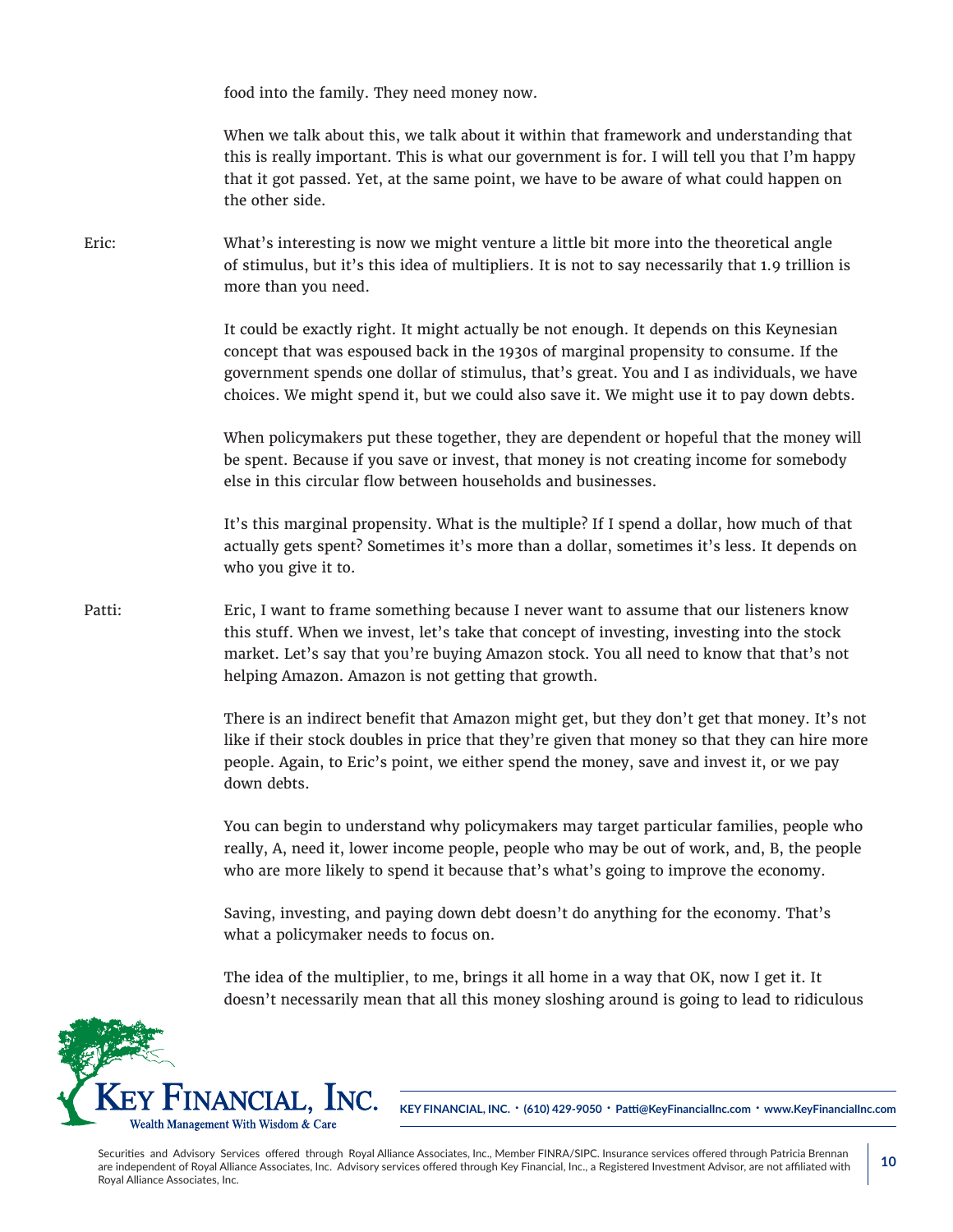food into the family. They need money now.

When we talk about this, we talk about it within that framework and understanding that this is really important. This is what our government is for. I will tell you that I'm happy that it got passed. Yet, at the same point, we have to be aware of what could happen on the other side.

**Eric:** What's interesting is now we might venture a little bit more into the theoretical angle of stimulus, but it's this idea of multipliers. It is not to say necessarily that 1.9 trillion is more than you need.

It could be exactly right. It might actually be not enough. It depends on this Keynesian concept that was espoused back in the 1930s of marginal propensity to consume. If the government spends one dollar of stimulus, that's great. You and I as individuals, we have choices. We might spend it, but we could also save it. We might use it to pay down debts.

When policymakers put these together, they are dependent or hopeful that the money will be spent. Because if you save or invest, that money is not creating income for somebody else in this circular flow between households and businesses.

It's this marginal propensity. What is the multiple? If I spend a dollar, how much of that actually gets spent? Sometimes it's more than a dollar, sometimes it's less. It depends on who you give it to.

**Patti:** Eric, I want to frame something because I never want to assume that our listeners know this stuff. When we invest, let's take that concept of investing, investing into the stock market. Let's say that you're buying Amazon stock. You all need to know that that's not helping Amazon. Amazon is not getting that growth.

There is an indirect benefit that Amazon might get, but they don't get that money. It's not like if their stock doubles in price that they're given that money so that they can hire more people. Again, to Eric's point, we either spend the money, save and invest it, or we pay down debts.

You can begin to understand why policymakers may target particular families, people who really, A, need it, lower income people, people who may be out of work, and, B, the people who are more likely to spend it because that's what's going to improve the economy.

Saving, investing, and paying down debt doesn't do anything for the economy. That's what a policymaker needs to focus on.

The idea of the multiplier, to me, brings it all home in a way that OK, now I get it. It doesn't necessarily mean that all this money sloshing around is going to lead to ridiculous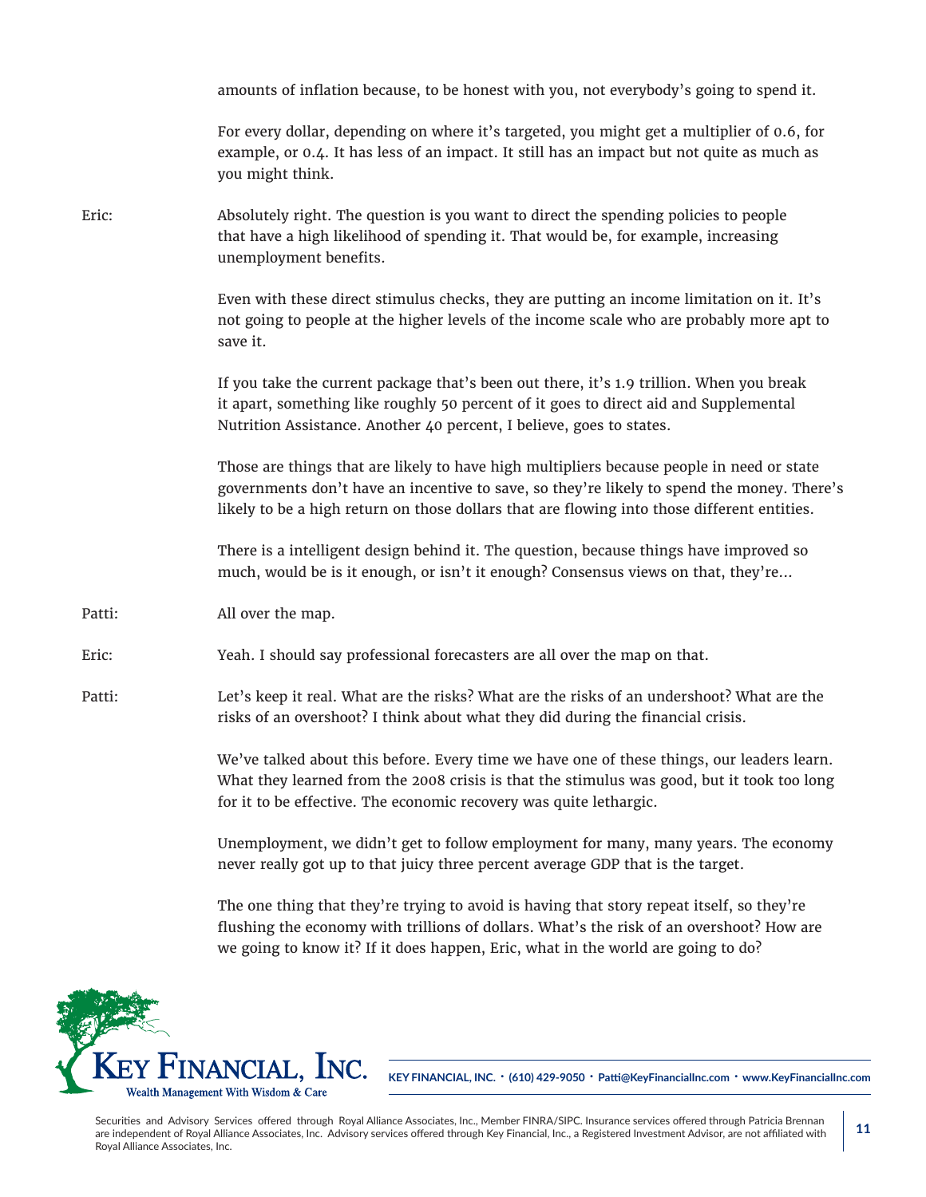amounts of inflation because, to be honest with you, not everybody's going to spend it.

For every dollar, depending on where it's targeted, you might get a multiplier of 0.6, for example, or 0.4. It has less of an impact. It still has an impact but not quite as much as you might think.

Eric: Absolutely right. The question is you want to direct the spending policies to people that have a high likelihood of spending it. That would be, for example, increasing unemployment benefits.

Even with these direct stimulus checks, they are putting an income limitation on it. It's not going to people at the higher levels of the income scale who are probably more apt to save it.

If you take the current package that's been out there, it's 1.9 trillion. When you break it apart, something like roughly 50 percent of it goes to direct aid and Supplemental Nutrition Assistance. Another 40 percent, I believe, goes to states.

Those are things that are likely to have high multipliers because people in need or state governments don't have an incentive to save, so they're likely to spend the money. There's likely to be a high return on those dollars that are flowing into those different entities.

There is a intelligent design behind it. The question, because things have improved so much, would be is it enough, or isn't it enough? Consensus views on that, they're...

Patti: All over the map.

Eric: Yeah. I should say professional forecasters are all over the map on that.

Patti: Let's keep it real. What are the risks? What are the risks of an undershoot? What are the risks of an overshoot? I think about what they did during the financial crisis.

We've talked about this before. Every time we have one of these things, our leaders learn. What they learned from the 2008 crisis is that the stimulus was good, but it took too long for it to be effective. The economic recovery was quite lethargic.

Unemployment, we didn't get to follow employment for many, many years. The economy never really got up to that juicy three percent average GDP that is the target.

The one thing that they're trying to avoid is having that story repeat itself, so they're flushing the economy with trillions of dollars. What's the risk of an overshoot? How are we going to know it? If it does happen, Eric, what in the world are going to do?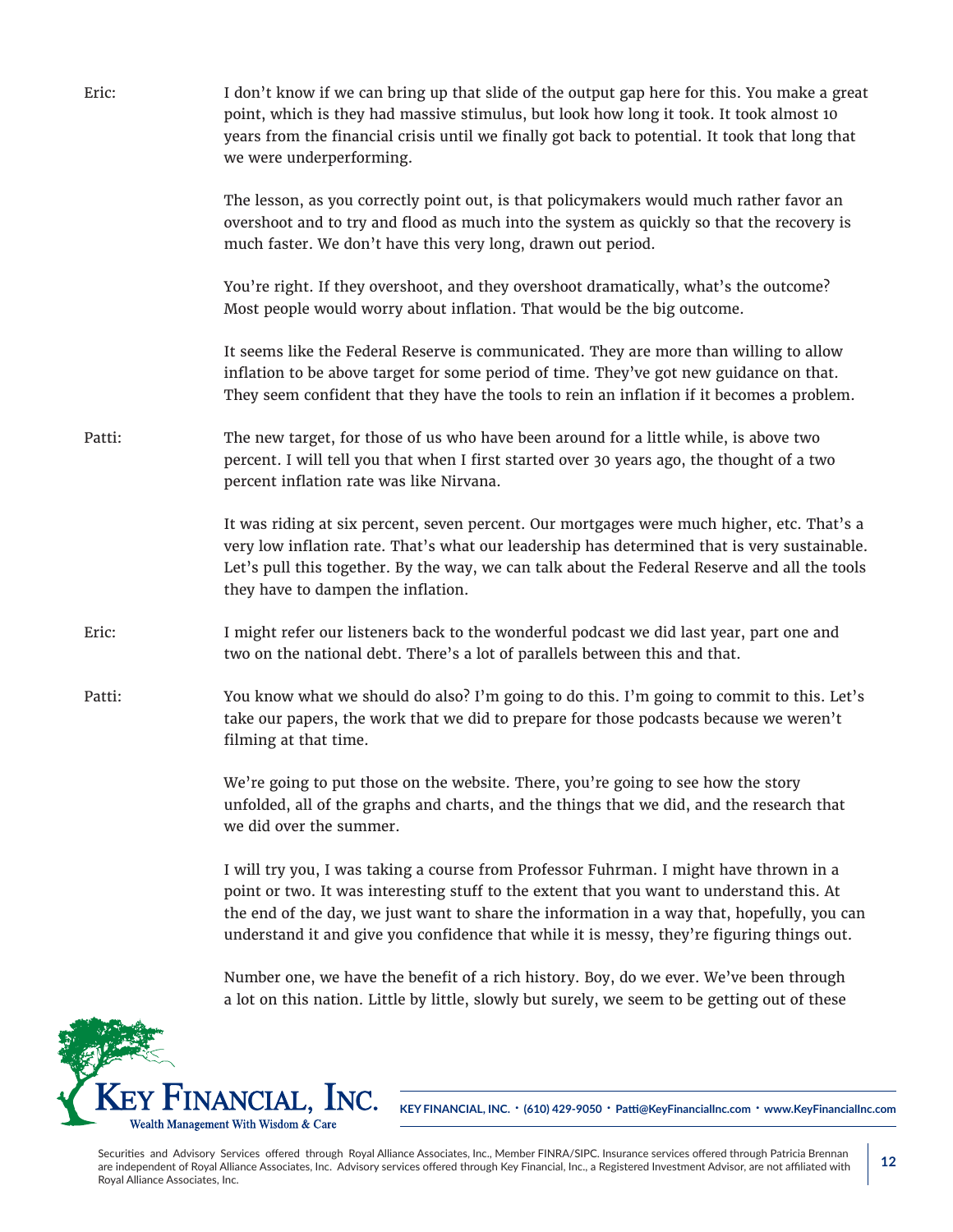Eric: I don't know if we can bring up that slide of the output gap here for this. You make a great point, which is they had massive stimulus, but look how long it took. It took almost 10 years from the financial crisis until we finally got back to potential. It took that long that we were underperforming.

The lesson, as you correctly point out, is that policymakers would much rather favor an overshoot and to try and flood as much into the system as quickly so that the recovery is much faster. We don't have this very long, drawn out period.

You're right. If they overshoot, and they overshoot dramatically, what's the outcome? Most people would worry about inflation. That would be the big outcome.

It seems like the Federal Reserve is communicated. They are more than willing to allow inflation to be above target for some period of time. They've got new guidance on that. They seem confident that they have the tools to rein an inflation if it becomes a problem.

Patti: The new target, for those of us who have been around for a little while, is above two percent. I will tell you that when I first started over 30 years ago, the thought of a two percent inflation rate was like Nirvana.

It was riding at six percent, seven percent. Our mortgages were much higher, etc. That's a very low inflation rate. That's what our leadership has determined that is very sustainable. Let's pull this together. By the way, we can talk about the Federal Reserve and all the tools they have to dampen the inflation.

Eric: I might refer our listeners back to the wonderful podcast we did last year, part one and two on the national debt. There's a lot of parallels between this and that.

Patti: You know what we should do also? I'm going to do this. I'm going to commit to this. Let's take our papers, the work that we did to prepare for those podcasts because we weren't filming at that time.

We're going to put those on the website. There, you're going to see how the story unfolded, all of the graphs and charts, and the things that we did, and the research that we did over the summer.

I will try you, I was taking a course from Professor Fuhrman. I might have thrown in a point or two. It was interesting stuff to the extent that you want to understand this. At the end of the day, we just want to share the information in a way that, hopefully, you can understand it and give you confidence that while it is messy, they're figuring things out.

Number one, we have the benefit of a rich history. Boy, do we ever. We've been through a lot on this nation. Little by little, slowly but surely, we seem to be getting out of these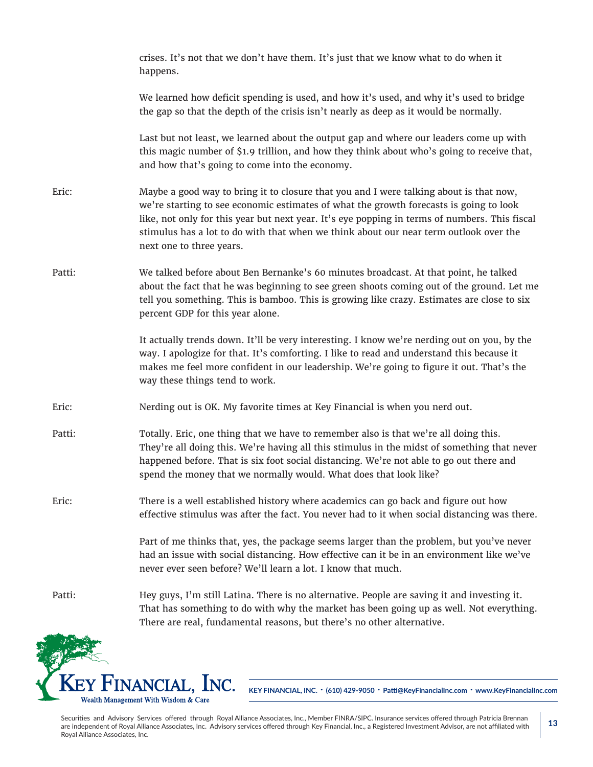crises. It's not that we don't have them. It's just that we know what to do when it happens.

We learned how deficit spending is used, and how it's used, and why it's used to bridge the gap so that the depth of the crisis isn't nearly as deep as it would be normally.

Last but not least, we learned about the output gap and where our leaders come up with this magic number of $1.9 trillion, and how they think about who's going to receive that, and how that's going to come into the economy.

Eric: Maybe a good way to bring it to closure that you and I were talking about is that now, we're starting to see economic estimates of what the growth forecasts is going to look like, not only for this year but next year. It's eye popping in terms of numbers. This fiscal stimulus has a lot to do with that when we think about our near term outlook over the next one to three years.

Patti: We talked before about Ben Bernanke's 60 minutes broadcast. At that point, he talked about the fact that he was beginning to see green shoots coming out of the ground. Let me tell you something. This is bamboo. This is growing like crazy. Estimates are close to six percent GDP for this year alone.

It actually trends down. It'll be very interesting. I know we're nerding out on you, by the way. I apologize for that. It's comforting. I like to read and understand this because it makes me feel more confident in our leadership. We're going to figure it out. That's the way these things tend to work.

Eric: Nerding out is OK. My favorite times at Key Financial is when you nerd out.

Patti: Totally. Eric, one thing that we have to remember also is that we're all doing this. They're all doing this. We're having all this stimulus in the midst of something that never happened before. That is six foot social distancing. We're not able to go out there and spend the money that we normally would. What does that look like?

Eric: There is a well established history where academics can go back and figure out how effective stimulus was after the fact. You never had to it when social distancing was there.

Part of me thinks that, yes, the package seems larger than the problem, but you've never had an issue with social distancing. How effective can it be in an environment like we've never ever seen before? We'll learn a lot. I know that much.

Patti: Hey guys, I'm still Latina. There is no alternative. People are saving it and investing it. That has something to do with why the market has been going up as well. Not everything. There are real, fundamental reasons, but there's no other alternative.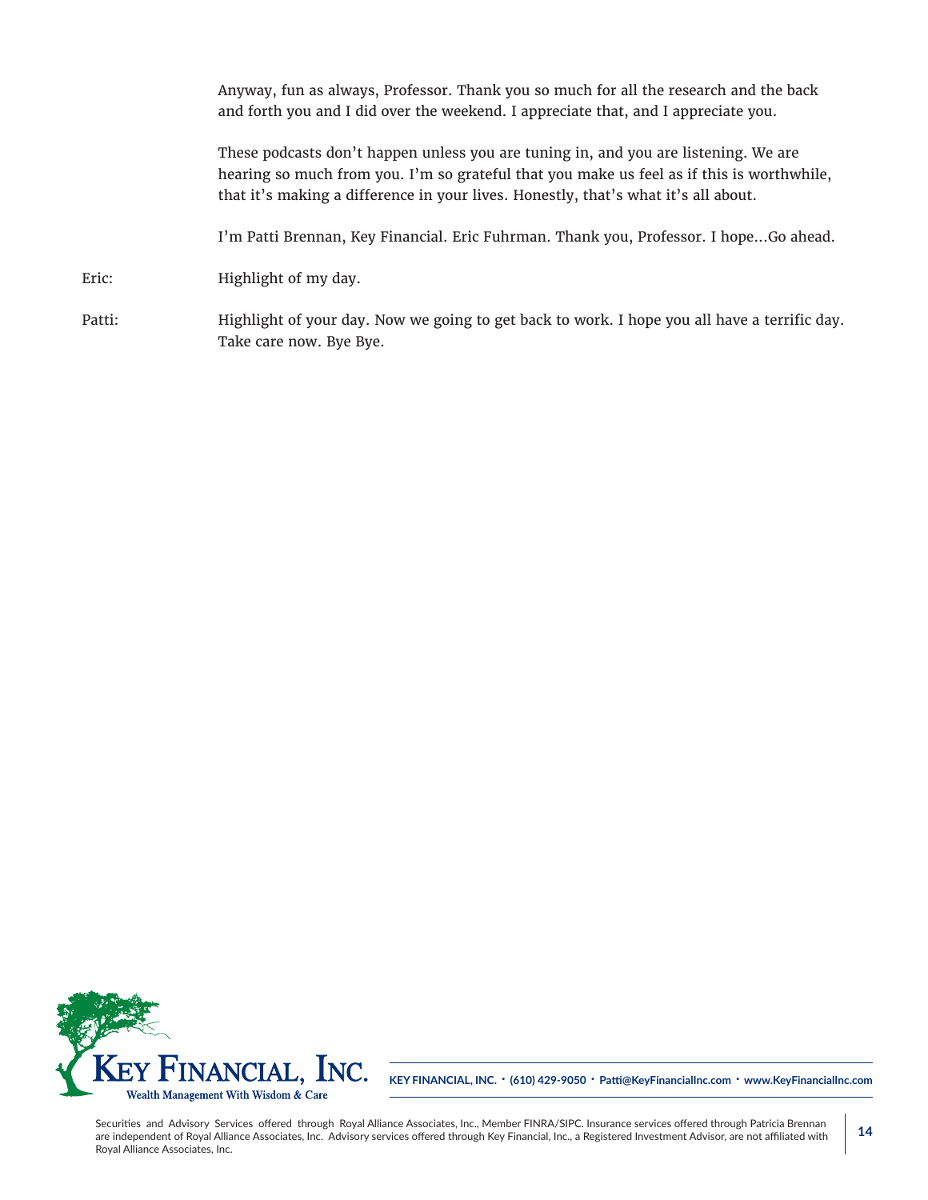Anyway, fun as always, Professor. Thank you so much for all the research and the back and forth you and I did over the weekend. I appreciate that, and I appreciate you.

These podcasts don't happen unless you are tuning in, and you are listening. We are hearing so much from you. I'm so grateful that you make us feel as if this is worthwhile, that it's making a difference in your lives. Honestly, that's what it's all about.

I'm Patti Brennan, Key Financial. Eric Fuhrman. Thank you, Professor. I hope…Go ahead.

Eric: Highlight of my day.

Patti: Highlight of your day. Now we going to get back to work. I hope you all have a terrific day. Take care now. Bye Bye.

KEY FINANCIAL, INC. • (610) 429-9050 • Patti@KeyFinancialInc.com • www.KeyFinancialInc.com

Securities and Advisory Services offered through Royal Alliance Associates, Inc., Member FINRA/SIPC. Insurance services offered through Patricia Brennan are independent of Royal Alliance Associates, Inc. Advisory services offered through Key Financial, Inc., a Registered Investment Advisor, are not affiliated with Royal Alliance Associates, Inc.